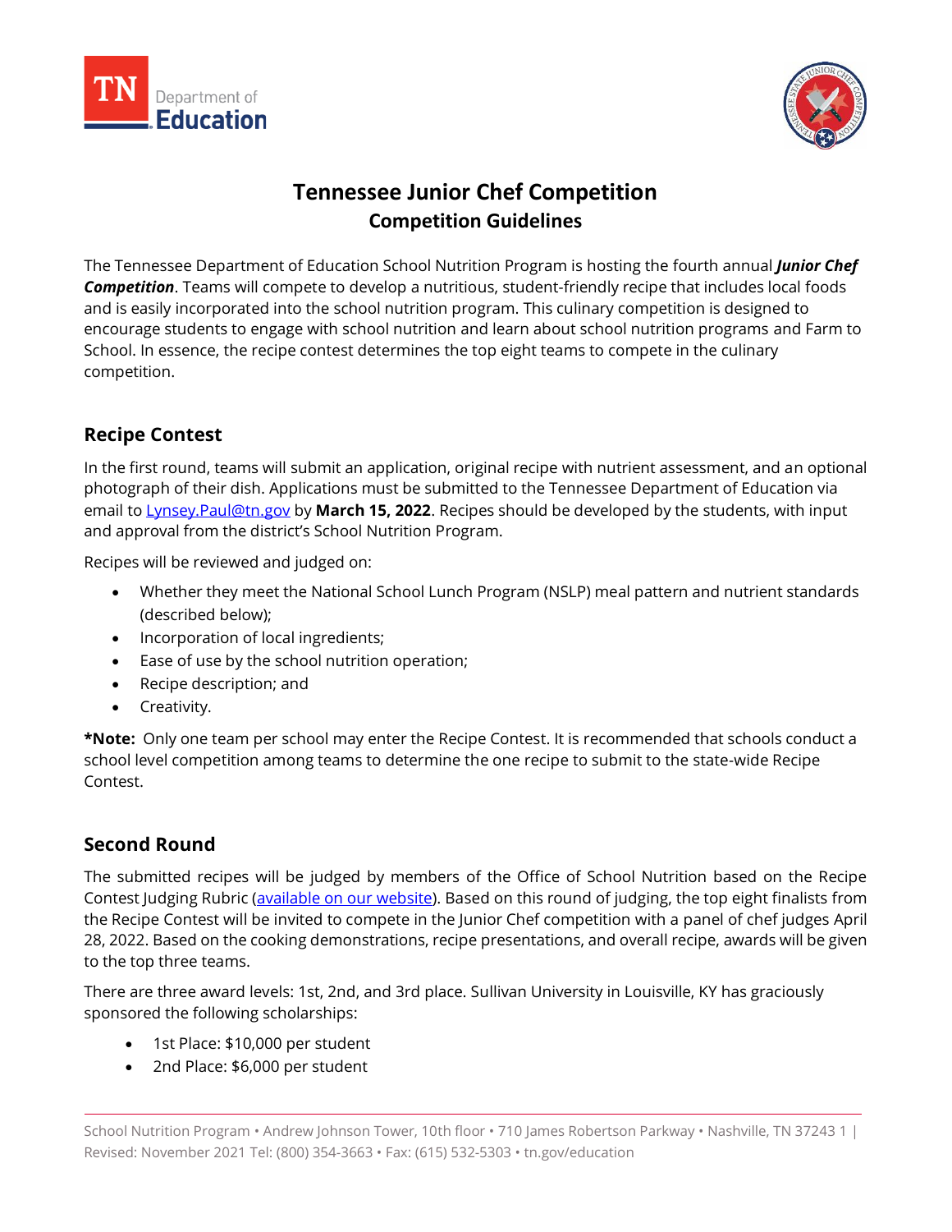# Tennessee Junior Chef Competition

## Competition Guidelines

The Tennessee Department of Education School Nutrition Program is hosting the fourth annual ***Junior Chef Competition***. Teams will compete to develop a nutritious, student-friendly recipe that includes local foods and is easily incorporated into the school nutrition program. This culinary competition is designed to encourage students to engage with school nutrition and learn about school nutrition programs and Farm to School. In essence, the recipe contest determines the top eight teams to compete in the culinary competition.

### Recipe Contest

In the first round, teams will submit an application, original recipe with nutrient assessment, and an optional photograph of their dish. Applications must be submitted to the Tennessee Department of Education via email to [Lynsey.Paul@tn.gov](mailto:Lynsey.Paul@tn.gov) by **March 15, 2022**. Recipes should be developed by the students, with input and approval from the district's School Nutrition Program.

Recipes will be reviewed and judged on:

- Whether they meet the National School Lunch Program (NSLP) meal pattern and nutrient standards (described below);
- Incorporation of local ingredients;
- Ease of use by the school nutrition operation;
- Recipe description; and
- Creativity.

**\*Note:** Only one team per school may enter the Recipe Contest. It is recommended that schools conduct a school level competition among teams to determine the one recipe to submit to the state-wide Recipe Contest.

### Second Round

The submitted recipes will be judged by members of the Office of School Nutrition based on the Recipe Contest Judging Rubric (available on our website). Based on this round of judging, the top eight finalists from the Recipe Contest will be invited to compete in the Junior Chef competition with a panel of chef judges April 28, 2022. Based on the cooking demonstrations, recipe presentations, and overall recipe, awards will be given to the top three teams.

There are three award levels: 1st, 2nd, and 3rd place. Sullivan University in Louisville, KY has graciously sponsored the following scholarships:

- 1st Place: $10,000 per student
- 2nd Place: $6,000 per student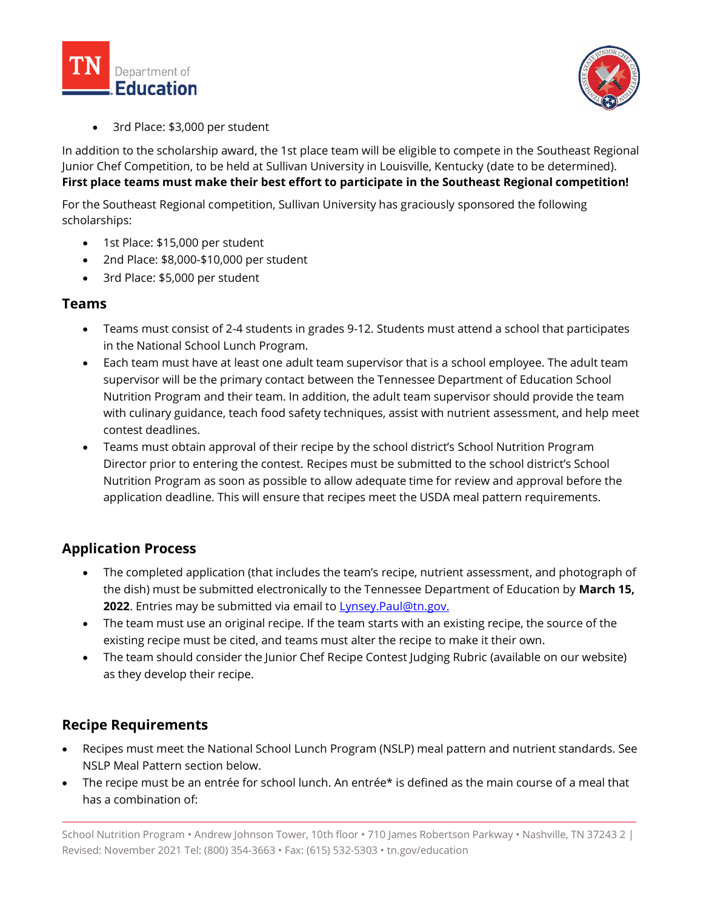- 3rd Place: $3,000 per student

In addition to the scholarship award, the 1st place team will be eligible to compete in the Southeast Regional Junior Chef Competition, to be held at Sullivan University in Louisville, Kentucky (date to be determined). **First place teams must make their best effort to participate in the Southeast Regional competition!**

For the Southeast Regional competition, Sullivan University has graciously sponsored the following scholarships:

- 1st Place: $15,000 per student
- 2nd Place: $8,000-$10,000 per student
- 3rd Place: $5,000 per student

## Teams

- Teams must consist of 2-4 students in grades 9-12. Students must attend a school that participates in the National School Lunch Program.
- Each team must have at least one adult team supervisor that is a school employee. The adult team supervisor will be the primary contact between the Tennessee Department of Education School Nutrition Program and their team. In addition, the adult team supervisor should provide the team with culinary guidance, teach food safety techniques, assist with nutrient assessment, and help meet contest deadlines.
- Teams must obtain approval of their recipe by the school district's School Nutrition Program Director prior to entering the contest. Recipes must be submitted to the school district's School Nutrition Program as soon as possible to allow adequate time for review and approval before the application deadline. This will ensure that recipes meet the USDA meal pattern requirements.

## Application Process

- The completed application (that includes the team's recipe, nutrient assessment, and photograph of the dish) must be submitted electronically to the Tennessee Department of Education by **March 15, 2022**. Entries may be submitted via email to [Lynsey.Paul@tn.gov.](mailto:Lynsey.Paul@tn.gov)
- The team must use an original recipe. If the team starts with an existing recipe, the source of the existing recipe must be cited, and teams must alter the recipe to make it their own.
- The team should consider the Junior Chef Recipe Contest Judging Rubric (available on our website) as they develop their recipe.

## Recipe Requirements

- Recipes must meet the National School Lunch Program (NSLP) meal pattern and nutrient standards. See NSLP Meal Pattern section below.
- The recipe must be an entrée for school lunch. An entrée* is defined as the main course of a meal that has a combination of: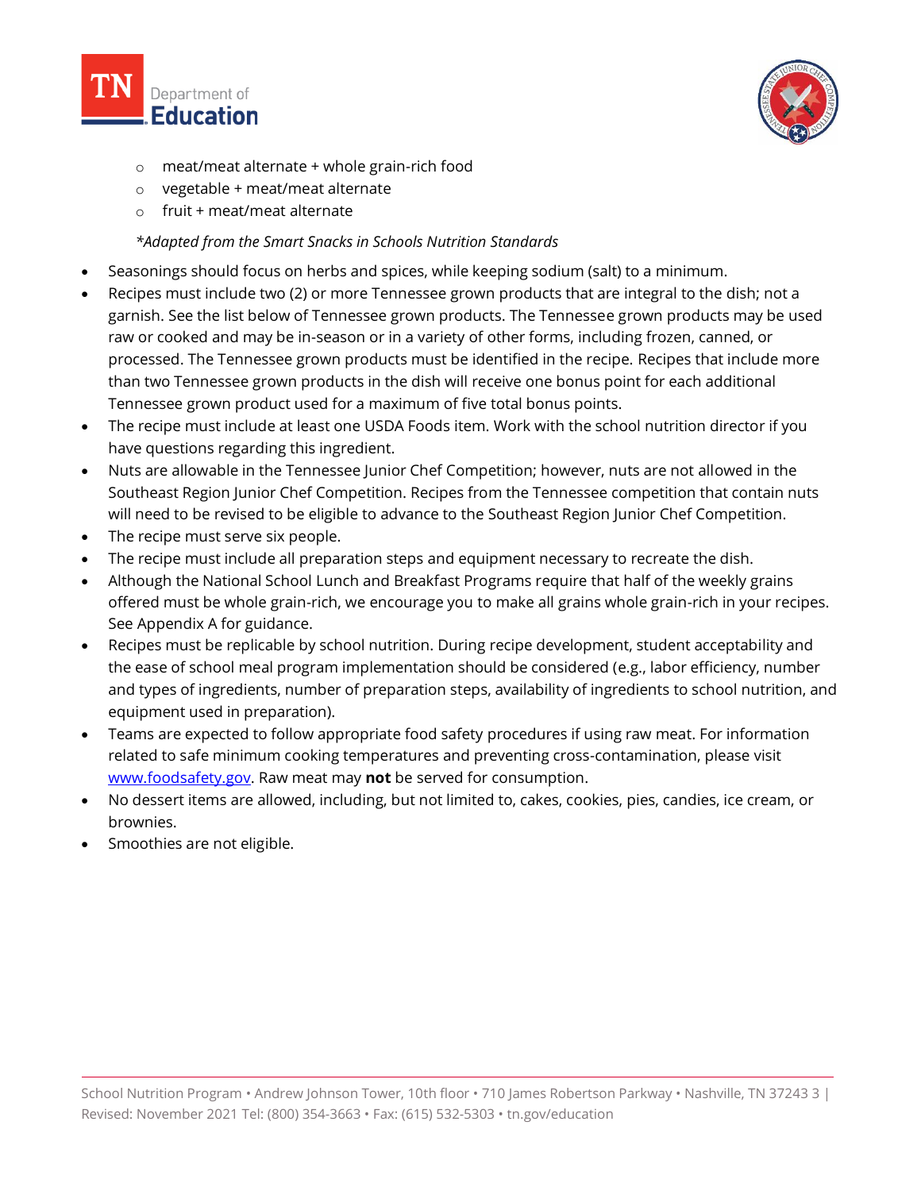- meat/meat alternate + whole grain-rich food
  - vegetable + meat/meat alternate
  - fruit + meat/meat alternate

  *\*Adapted from the Smart Snacks in Schools Nutrition Standards*

- Seasonings should focus on herbs and spices, while keeping sodium (salt) to a minimum.
- Recipes must include two (2) or more Tennessee grown products that are integral to the dish; not a garnish. See the list below of Tennessee grown products. The Tennessee grown products may be used raw or cooked and may be in-season or in a variety of other forms, including frozen, canned, or processed. The Tennessee grown products must be identified in the recipe. Recipes that include more than two Tennessee grown products in the dish will receive one bonus point for each additional Tennessee grown product used for a maximum of five total bonus points.
- The recipe must include at least one USDA Foods item. Work with the school nutrition director if you have questions regarding this ingredient.
- Nuts are allowable in the Tennessee Junior Chef Competition; however, nuts are not allowed in the Southeast Region Junior Chef Competition. Recipes from the Tennessee competition that contain nuts will need to be revised to be eligible to advance to the Southeast Region Junior Chef Competition.
- The recipe must serve six people.
- The recipe must include all preparation steps and equipment necessary to recreate the dish.
- Although the National School Lunch and Breakfast Programs require that half of the weekly grains offered must be whole grain-rich, we encourage you to make all grains whole grain-rich in your recipes. See Appendix A for guidance.
- Recipes must be replicable by school nutrition. During recipe development, student acceptability and the ease of school meal program implementation should be considered (e.g., labor efficiency, number and types of ingredients, number of preparation steps, availability of ingredients to school nutrition, and equipment used in preparation).
- Teams are expected to follow appropriate food safety procedures if using raw meat. For information related to safe minimum cooking temperatures and preventing cross-contamination, please visit [www.foodsafety.gov](http://www.foodsafety.gov). Raw meat may **not** be served for consumption.
- No dessert items are allowed, including, but not limited to, cakes, cookies, pies, candies, ice cream, or brownies.
- Smoothies are not eligible.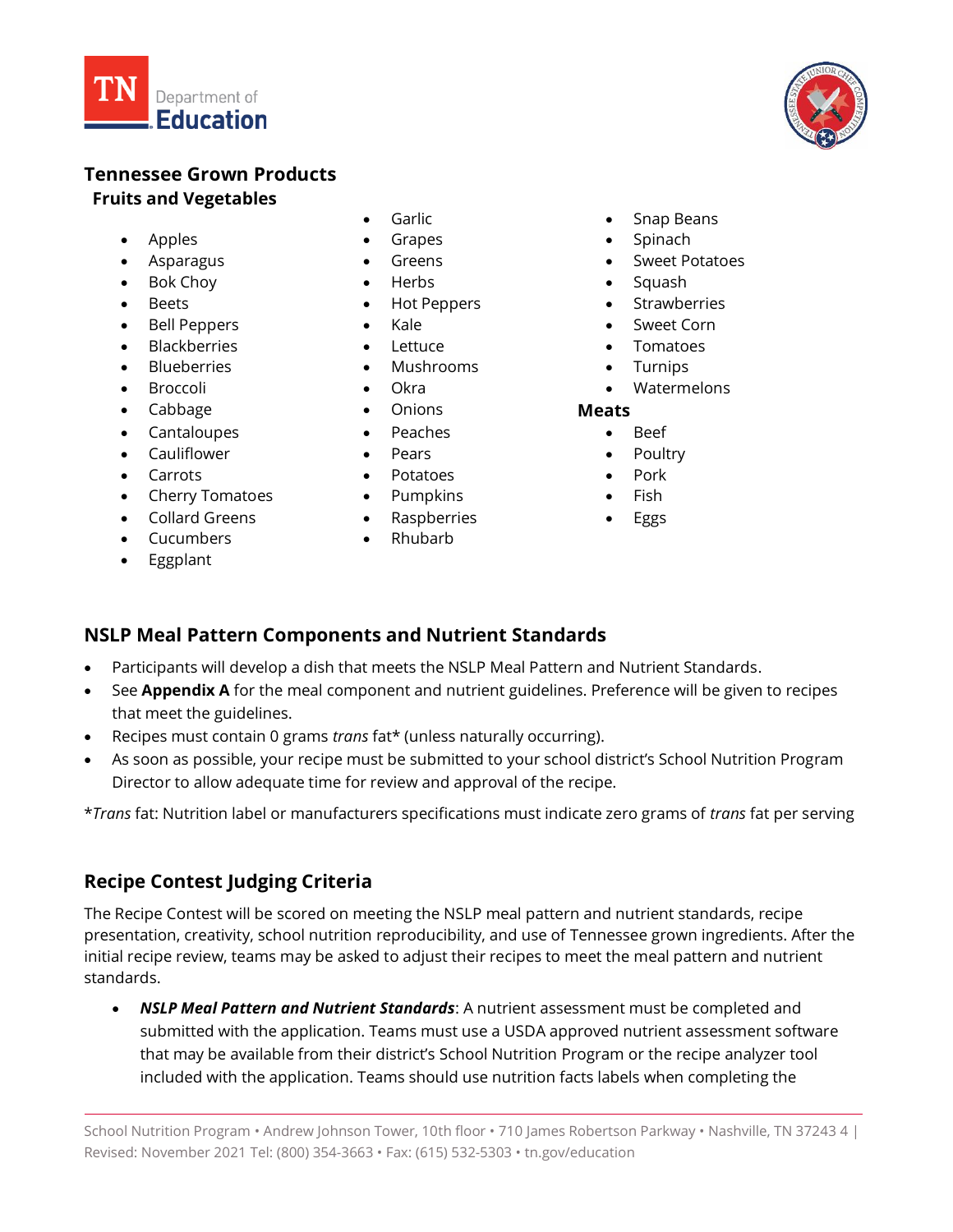## Tennessee Grown Products

### Fruits and Vegetables

- Apples
- Asparagus
- Bok Choy
- Beets
- Bell Peppers
- Blackberries
- Blueberries
- Broccoli
- Cabbage
- Cantaloupes
- Cauliflower
- Carrots
- Cherry Tomatoes
- Collard Greens
- Cucumbers
- Eggplant
- Garlic
- Grapes
- Greens
- Herbs
- Hot Peppers
- Kale
- Lettuce
- Mushrooms
- Okra
- Onions
- Peaches
- Pears
- Potatoes
- Pumpkins
- Raspberries
- Rhubarb
- Snap Beans
- Spinach
- Sweet Potatoes
- Squash
- Strawberries
- Sweet Corn
- Tomatoes
- Turnips
- Watermelons

### Meats

- Beef
- Poultry
- Pork
- Fish
- Eggs

## NSLP Meal Pattern Components and Nutrient Standards

- Participants will develop a dish that meets the NSLP Meal Pattern and Nutrient Standards.
- See **Appendix A** for the meal component and nutrient guidelines. Preference will be given to recipes that meet the guidelines.
- Recipes must contain 0 grams *trans* fat* (unless naturally occurring).
- As soon as possible, your recipe must be submitted to your school district's School Nutrition Program Director to allow adequate time for review and approval of the recipe.

**Trans* fat: Nutrition label or manufacturers specifications must indicate zero grams of *trans* fat per serving

## Recipe Contest Judging Criteria

The Recipe Contest will be scored on meeting the NSLP meal pattern and nutrient standards, recipe presentation, creativity, school nutrition reproducibility, and use of Tennessee grown ingredients. After the initial recipe review, teams may be asked to adjust their recipes to meet the meal pattern and nutrient standards.

- ***NSLP Meal Pattern and Nutrient Standards***: A nutrient assessment must be completed and submitted with the application. Teams must use a USDA approved nutrient assessment software that may be available from their district's School Nutrition Program or the recipe analyzer tool included with the application. Teams should use nutrition facts labels when completing the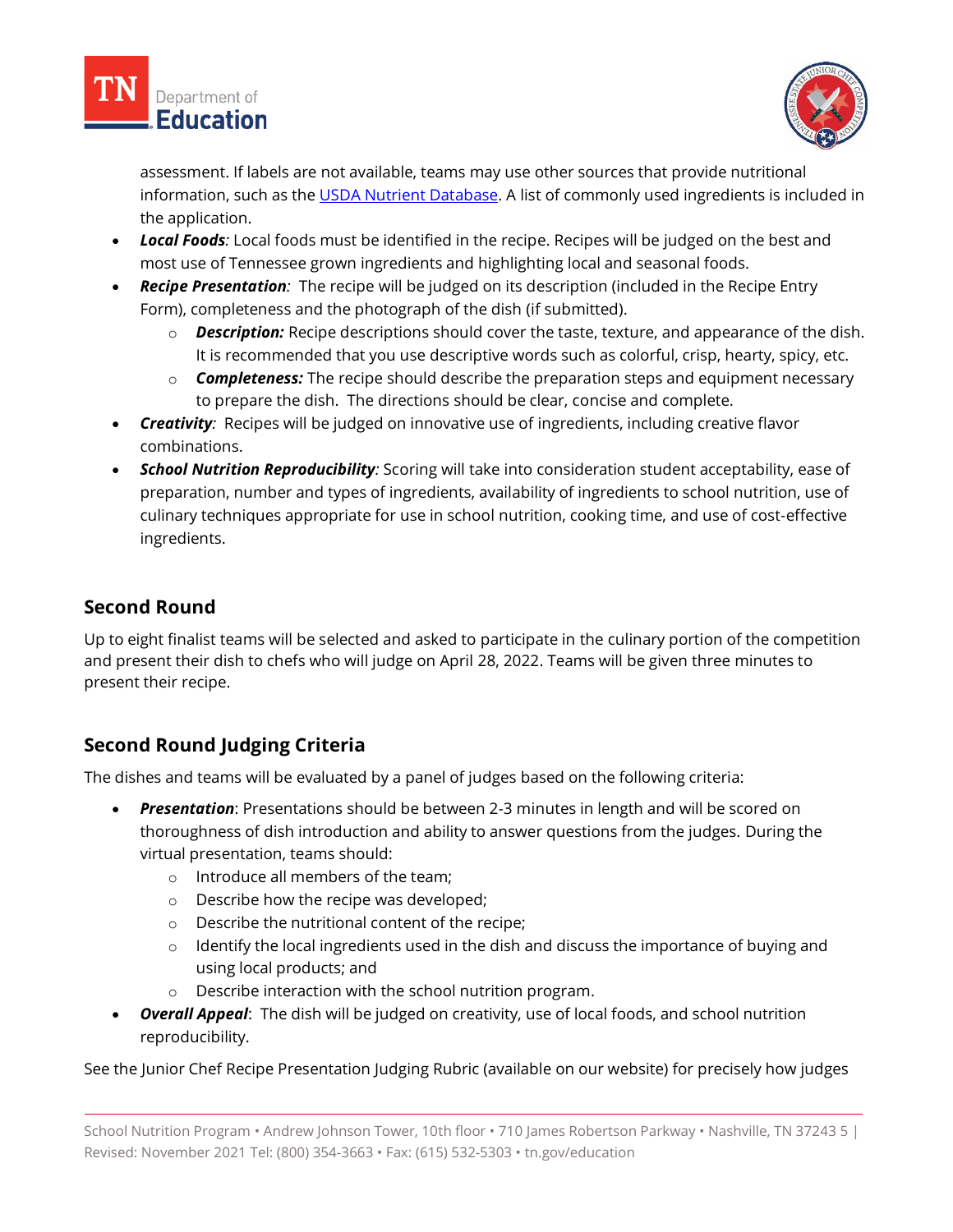assessment. If labels are not available, teams may use other sources that provide nutritional information, such as the [USDA Nutrient Database](). A list of commonly used ingredients is included in the application.

- ***Local Foods**:* Local foods must be identified in the recipe. Recipes will be judged on the best and most use of Tennessee grown ingredients and highlighting local and seasonal foods.
- ***Recipe Presentation**:* The recipe will be judged on its description (included in the Recipe Entry Form), completeness and the photograph of the dish (if submitted).
  - ***Description:*** Recipe descriptions should cover the taste, texture, and appearance of the dish. It is recommended that you use descriptive words such as colorful, crisp, hearty, spicy, etc.
  - ***Completeness:*** The recipe should describe the preparation steps and equipment necessary to prepare the dish. The directions should be clear, concise and complete.
- ***Creativity**:* Recipes will be judged on innovative use of ingredients, including creative flavor combinations.
- ***School Nutrition Reproducibility**:* Scoring will take into consideration student acceptability, ease of preparation, number and types of ingredients, availability of ingredients to school nutrition, use of culinary techniques appropriate for use in school nutrition, cooking time, and use of cost-effective ingredients.

## Second Round

Up to eight finalist teams will be selected and asked to participate in the culinary portion of the competition and present their dish to chefs who will judge on April 28, 2022. Teams will be given three minutes to present their recipe.

## Second Round Judging Criteria

The dishes and teams will be evaluated by a panel of judges based on the following criteria:

- ***Presentation***: Presentations should be between 2-3 minutes in length and will be scored on thoroughness of dish introduction and ability to answer questions from the judges. During the virtual presentation, teams should:
  - Introduce all members of the team;
  - Describe how the recipe was developed;
  - Describe the nutritional content of the recipe;
  - Identify the local ingredients used in the dish and discuss the importance of buying and using local products; and
  - Describe interaction with the school nutrition program.
- ***Overall Appeal***: The dish will be judged on creativity, use of local foods, and school nutrition reproducibility.

See the Junior Chef Recipe Presentation Judging Rubric (available on our website) for precisely how judges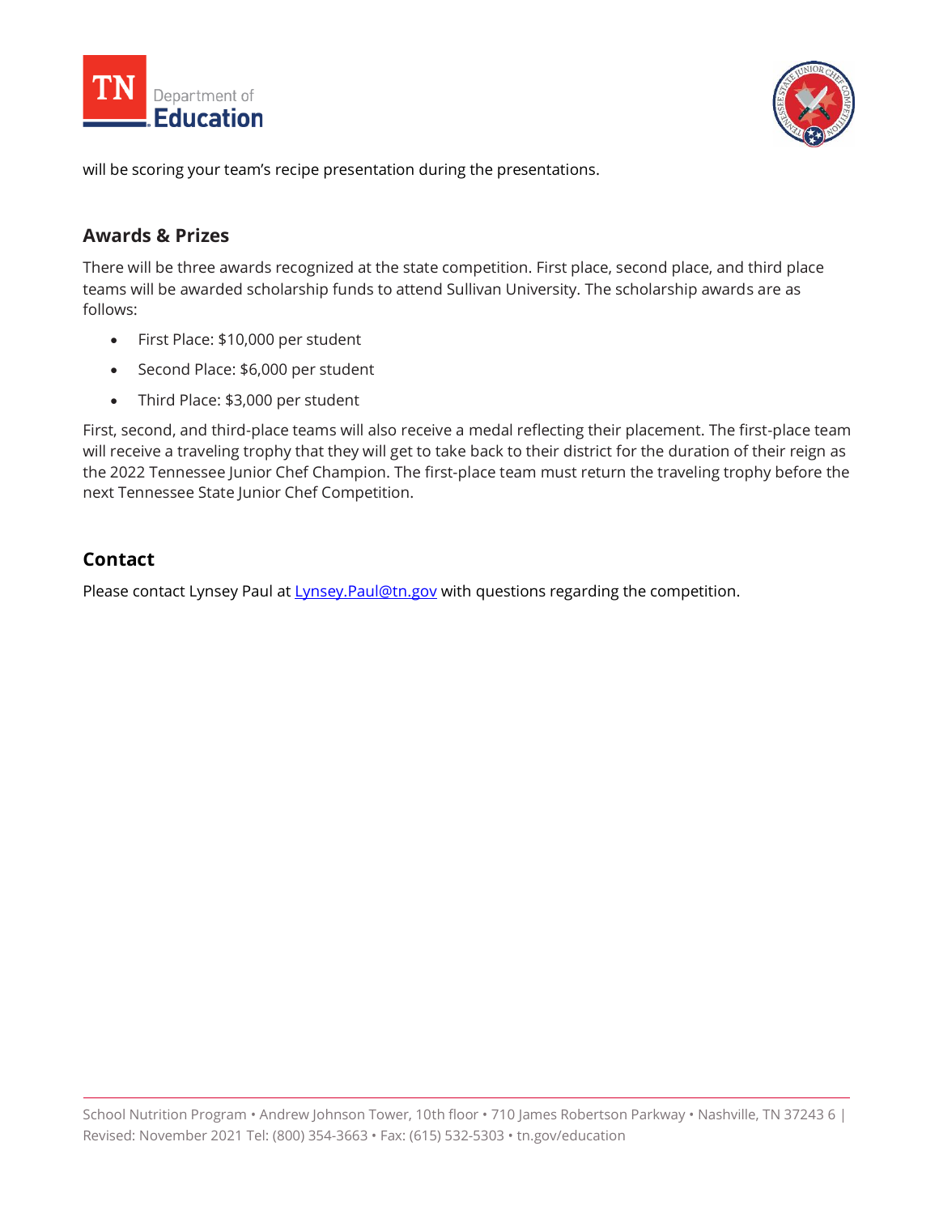will be scoring your team's recipe presentation during the presentations.

## Awards & Prizes

There will be three awards recognized at the state competition. First place, second place, and third place teams will be awarded scholarship funds to attend Sullivan University. The scholarship awards are as follows:

- First Place: $10,000 per student
- Second Place: $6,000 per student
- Third Place: $3,000 per student

First, second, and third-place teams will also receive a medal reflecting their placement. The first-place team will receive a traveling trophy that they will get to take back to their district for the duration of their reign as the 2022 Tennessee Junior Chef Champion. The first-place team must return the traveling trophy before the next Tennessee State Junior Chef Competition.

## Contact

Please contact Lynsey Paul at Lynsey.Paul@tn.gov with questions regarding the competition.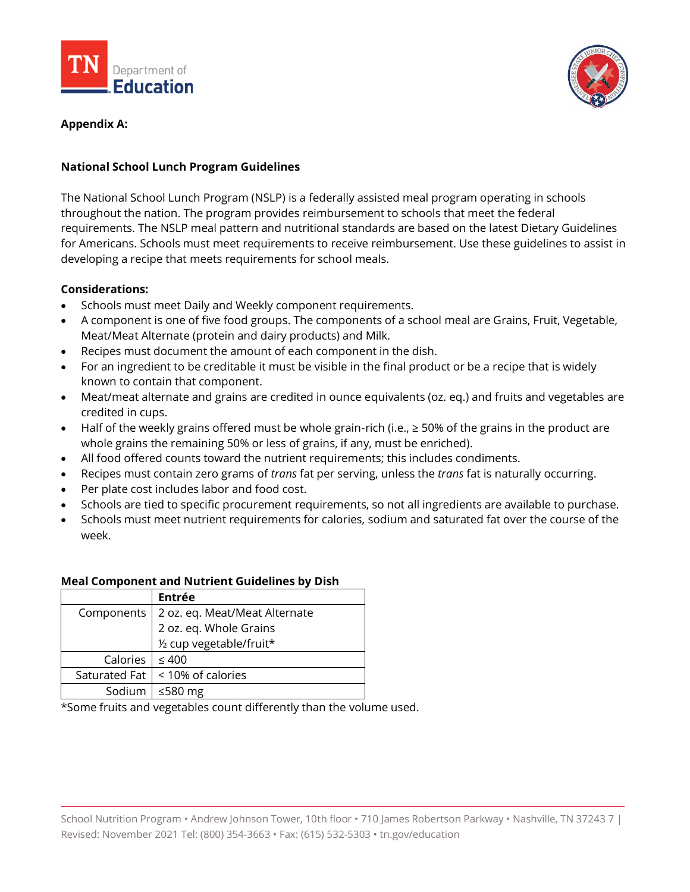**Appendix A:**

## National School Lunch Program Guidelines

The National School Lunch Program (NSLP) is a federally assisted meal program operating in schools throughout the nation. The program provides reimbursement to schools that meet the federal requirements. The NSLP meal pattern and nutritional standards are based on the latest Dietary Guidelines for Americans. Schools must meet requirements to receive reimbursement. Use these guidelines to assist in developing a recipe that meets requirements for school meals.

### Considerations:

- Schools must meet Daily and Weekly component requirements.
- A component is one of five food groups. The components of a school meal are Grains, Fruit, Vegetable, Meat/Meat Alternate (protein and dairy products) and Milk.
- Recipes must document the amount of each component in the dish.
- For an ingredient to be creditable it must be visible in the final product or be a recipe that is widely known to contain that component.
- Meat/meat alternate and grains are credited in ounce equivalents (oz. eq.) and fruits and vegetables are credited in cups.
- Half of the weekly grains offered must be whole grain-rich (i.e., ≥ 50% of the grains in the product are whole grains the remaining 50% or less of grains, if any, must be enriched).
- All food offered counts toward the nutrient requirements; this includes condiments.
- Recipes must contain zero grams of *trans* fat per serving, unless the *trans* fat is naturally occurring.
- Per plate cost includes labor and food cost.
- Schools are tied to specific procurement requirements, so not all ingredients are available to purchase.
- Schools must meet nutrient requirements for calories, sodium and saturated fat over the course of the week.

### Meal Component and Nutrient Guidelines by Dish

| | **Entrée** |
|---|---|
| Components | 2 oz. eq. Meat/Meat Alternate<br>2 oz. eq. Whole Grains<br>½ cup vegetable/fruit* |
| Calories | ≤ 400 |
| Saturated Fat | < 10% of calories |
| Sodium | ≤580 mg |

*Some fruits and vegetables count differently than the volume used.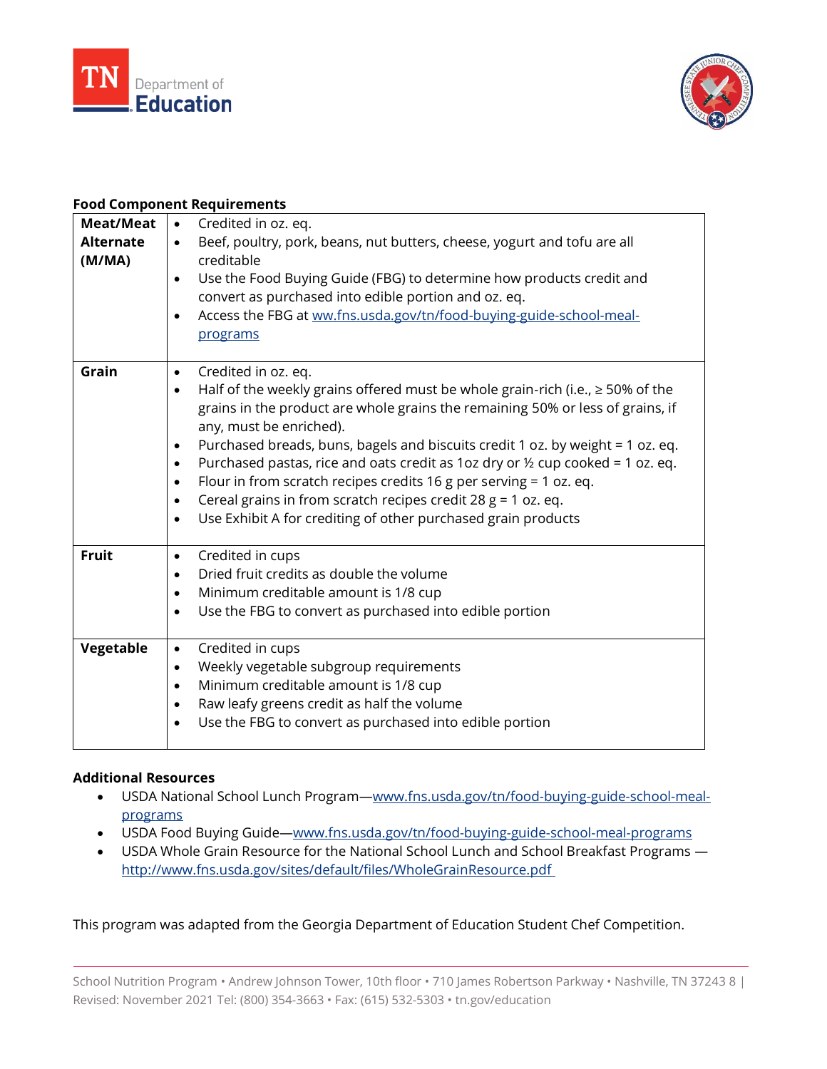**Food Component Requirements**

| | |
|---|---|
| **Meat/Meat Alternate (M/MA)** | • Credited in oz. eq.<br>• Beef, poultry, pork, beans, nut butters, cheese, yogurt and tofu are all creditable<br>• Use the Food Buying Guide (FBG) to determine how products credit and convert as purchased into edible portion and oz. eq.<br>• Access the FBG at [ww.fns.usda.gov/tn/food-buying-guide-school-meal-programs](ww.fns.usda.gov/tn/food-buying-guide-school-meal-programs) |
| **Grain** | • Credited in oz. eq.<br>• Half of the weekly grains offered must be whole grain-rich (i.e., ≥ 50% of the grains in the product are whole grains the remaining 50% or less of grains, if any, must be enriched).<br>• Purchased breads, buns, bagels and biscuits credit 1 oz. by weight = 1 oz. eq.<br>• Purchased pastas, rice and oats credit as 1oz dry or ½ cup cooked = 1 oz. eq.<br>• Flour in from scratch recipes credits 16 g per serving = 1 oz. eq.<br>• Cereal grains in from scratch recipes credit 28 g = 1 oz. eq.<br>• Use Exhibit A for crediting of other purchased grain products |
| **Fruit** | • Credited in cups<br>• Dried fruit credits as double the volume<br>• Minimum creditable amount is 1/8 cup<br>• Use the FBG to convert as purchased into edible portion |
| **Vegetable** | • Credited in cups<br>• Weekly vegetable subgroup requirements<br>• Minimum creditable amount is 1/8 cup<br>• Raw leafy greens credit as half the volume<br>• Use the FBG to convert as purchased into edible portion |

**Additional Resources**

- USDA National School Lunch Program—[www.fns.usda.gov/tn/food-buying-guide-school-meal-programs](www.fns.usda.gov/tn/food-buying-guide-school-meal-programs)
- USDA Food Buying Guide—[www.fns.usda.gov/tn/food-buying-guide-school-meal-programs](www.fns.usda.gov/tn/food-buying-guide-school-meal-programs)
- USDA Whole Grain Resource for the National School Lunch and School Breakfast Programs — [http://www.fns.usda.gov/sites/default/files/WholeGrainResource.pdf](http://www.fns.usda.gov/sites/default/files/WholeGrainResource.pdf)

This program was adapted from the Georgia Department of Education Student Chef Competition.

School Nutrition Program • Andrew Johnson Tower, 10th floor • 710 James Robertson Parkway • Nashville, TN 37243
Revised: November 2021 Tel: (800) 354-3663 • Fax: (615) 532-5303 • tn.gov/education